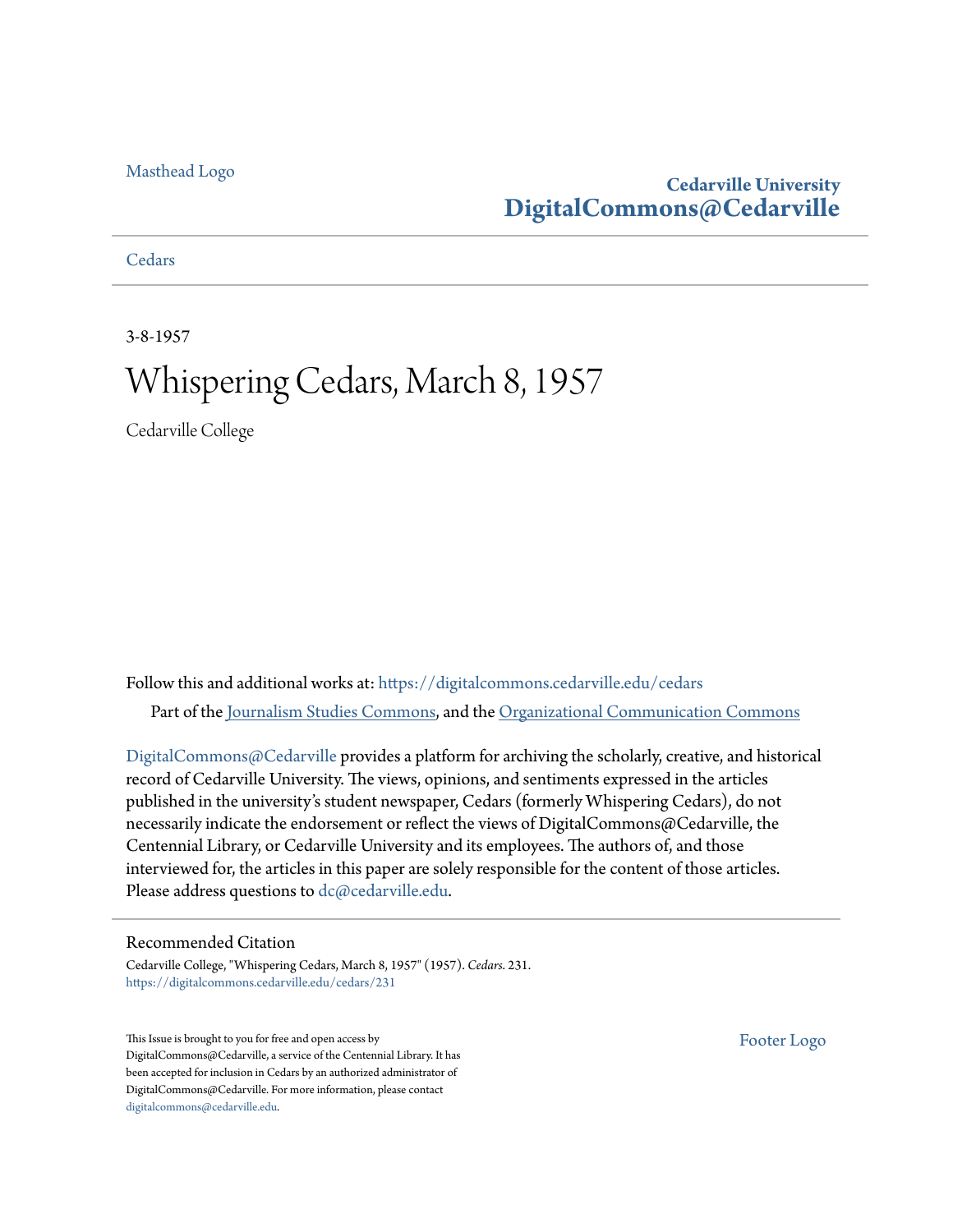Masthead Logo

**Cedarville University**
**DigitalCommons@Cedarville**

Cedars

3-8-1957

# Whispering Cedars, March 8, 1957

Cedarville College

Follow this and additional works at: https://digitalcommons.cedarville.edu/cedars

Part of the Journalism Studies Commons, and the Organizational Communication Commons

DigitalCommons@Cedarville provides a platform for archiving the scholarly, creative, and historical record of Cedarville University. The views, opinions, and sentiments expressed in the articles published in the university's student newspaper, Cedars (formerly Whispering Cedars), do not necessarily indicate the endorsement or reflect the views of DigitalCommons@Cedarville, the Centennial Library, or Cedarville University and its employees. The authors of, and those interviewed for, the articles in this paper are solely responsible for the content of those articles. Please address questions to dc@cedarville.edu.

## Recommended Citation

Cedarville College, "Whispering Cedars, March 8, 1957" (1957). *Cedars*. 231.
https://digitalcommons.cedarville.edu/cedars/231

This Issue is brought to you for free and open access by DigitalCommons@Cedarville, a service of the Centennial Library. It has been accepted for inclusion in Cedars by an authorized administrator of DigitalCommons@Cedarville. For more information, please contact digitalcommons@cedarville.edu.

Footer Logo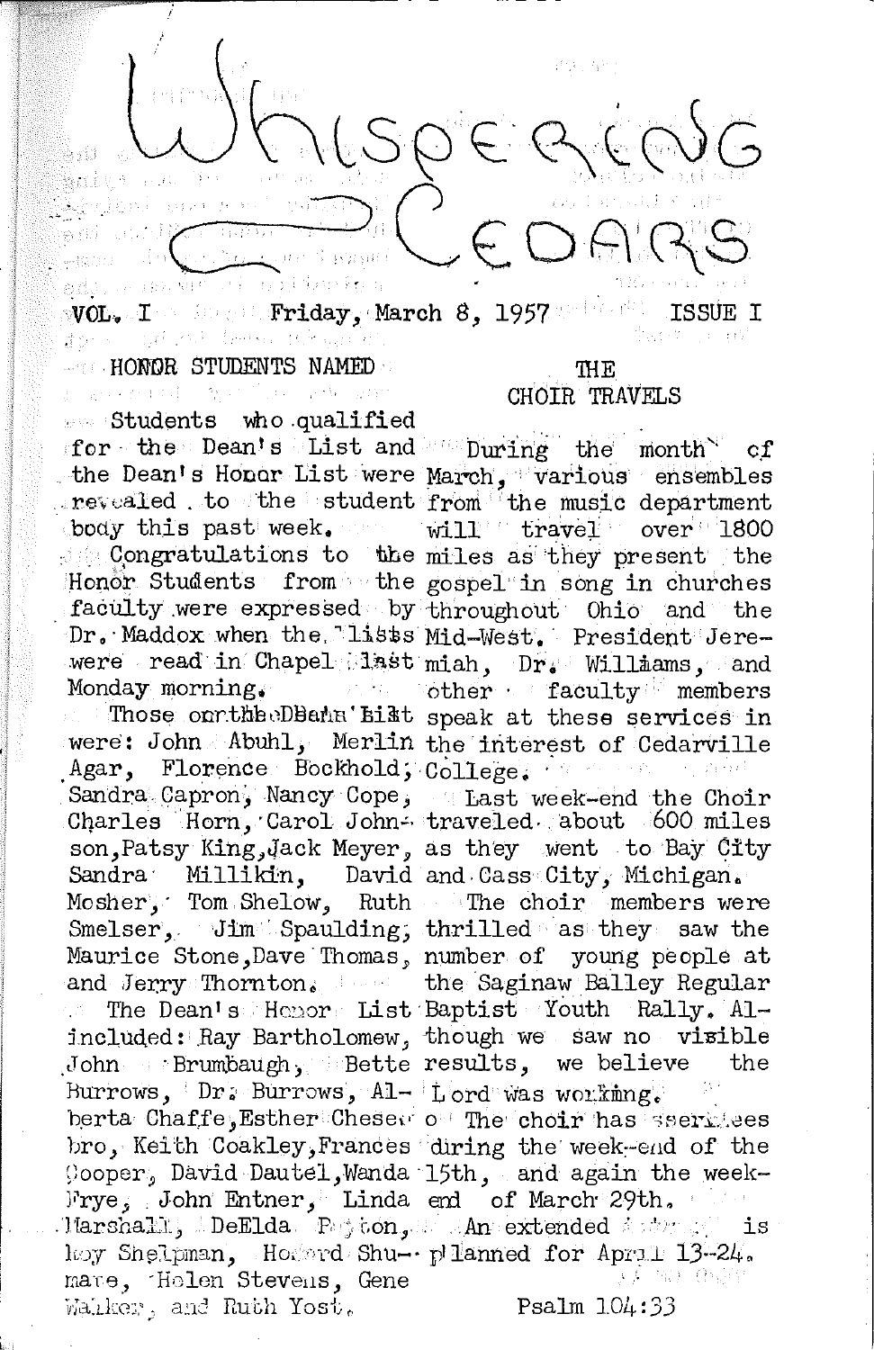# Whispering Cedars

VOL. I Friday, March 8, 1957 ISSUE I

## HONOR STUDENTS NAMED

Students who qualified for the Dean's List and the Dean's Honor List were revealed to the student body this past week.

Congratulations to the Honor Students from the faculty were expressed by Dr. Maddox when the lists were read in Chapel last Monday morning.

Those on the Dean's List were: John Abuhl, Merlin Agar, Florence Bockhold, Sandra Capron, Nancy Cope, Charles Horn, Carol Johnson, Patsy King, Jack Meyer, Sandra Millikin, David Mosher, Tom Shelow, Ruth Smelser, Jim Spaulding, Maurice Stone, Dave Thomas, and Jerry Thornton.

The Dean's Honor List included: Ray Bartholomew, John Brumbaugh, Bette Burrows, Dr. Burrows, Alberta Chaffe, Esther Chesebro, Keith Coakley, Frances Cooper, David Dautel, Wanda Frye, John Entner, Linda Marshall, DeElda Peyton, Roy Shelpman, Howard Shumare, Helen Stevens, Gene Walker, and Ruth Yost.

## THE CHOIR TRAVELS

During the month of March, various ensembles from the music department will travel over 1800 miles as they present the gospel in song in churches throughout Ohio and the Mid-West. President Jeremiah, Dr. Williams, and other faculty members speak at these services in the interest of Cedarville College.

Last week-end the Choir traveled about 600 miles as they went to Bay City and Cass City, Michigan.

The choir members were thrilled as they saw the number of young people at the Saginaw Balley Regular Baptist Youth Rally. Although we saw no visible results, we believe the Lord was working.

The choir has services during the week-end of the 15th, and again the week-end of March 29th.

An extended tour is planned for April 13-24.

Psalm 104:33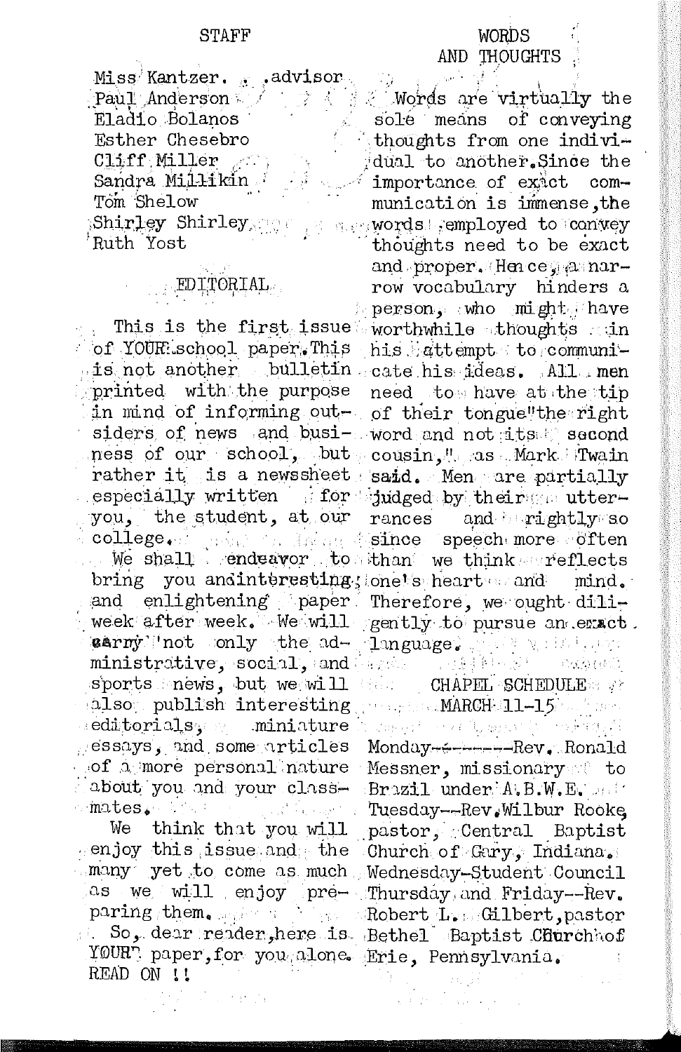## STAFF

Miss Kantzer. . .advisor
Paul Anderson
Eladio Bolanos
Esther Chesebro
Cliff Miller
Sandra Millikin
Tom Shelow
Shirley Shirley
Ruth Yost

## EDITORIAL

This is the first issue of YOUR school paper. This is not another bulletin printed with the purpose in mind of informing outsiders of news and business of our school, but rather it is a newssheet especially written for you, the student, at our college.

We shall endeavor to bring you an interesting and enlightening paper week after week. We will carry not only the administrative, social, and sports news, but we will also publish interesting editorials, miniature essays, and some articles of a more personal nature about you and your classmates.

We think that you will enjoy this issue and the many yet to come as much as we will enjoy preparing them.

So, dear reader, here is YOUR paper, for you alone. READ ON !!

## WORDS AND THOUGHTS

Words are virtually the sole means of conveying thoughts from one individual to another. Since the importance of exact communication is immense, the words employed to convey thoughts need to be exact and proper. Hence, a narrow vocabulary hinders a person, who might have worthwhile thoughts in his attempt to communicate his ideas. All men need to have at the tip of their tongue "the right word and not its second cousin," as Mark Twain said. Men are partially judged by their utterances and rightly so since speech more often than we think reflects one's heart and mind. Therefore, we ought diligently to pursue an exact language.

## CHAPEL SCHEDULE
## MARCH 11-15

Monday---------Rev. Ronald Messner, missionary to Brazil under A.B.W.E.

Tuesday--Rev. Wilbur Rooke, pastor, Central Baptist Church of Gary, Indiana.

Wednesday-Student Council

Thursday and Friday--Rev. Robert L. Gilbert, pastor Bethel Baptist Church of Erie, Pennsylvania.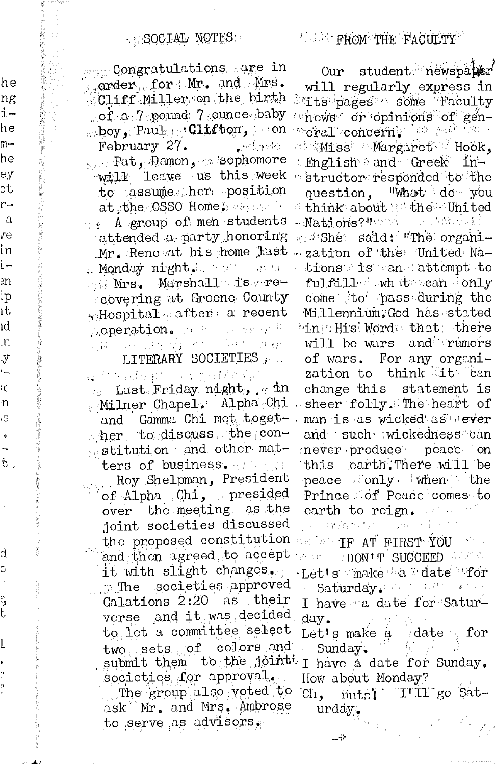## SOCIAL NOTES

Congratulations are in order for Mr. and Mrs. Cliff Miller on the birth of a 7 pound 7 ounce baby boy, Paul Clifton, on February 27.

Pat Damon, sophomore will leave us this week to assume her position at the OSSO Home.

A group of men students attended a party honoring Mr. Reno at his home last Monday night.

Mrs. Marshall is recovering at Greene County Hospital after a recent operation.

## LITERARY SOCIETIES

Last Friday night, in Milner Chapel. Alpha Chi and Gamma Chi met together to discuss the constitution and other matters of business.

Roy Shelpman, President of Alpha Chi, presided over the meeting as the joint societies discussed the proposed constitution and then agreed to accept it with slight changes.

The societies approved Galations 2:20 as their verse and it was decided to let a committee select two sets of colors and submit them to the joint societies for approval.

The group also voted to ask Mr. and Mrs. Ambrose to serve as advisors.

## FROM THE FACULTY

Our student newspaper will regularly express in its pages some Faculty news or opinions of general concern.

Miss Margaret Hook, English and Greek instructor responded to the question, "What do you think about the United Nations?"

She said: "The organization of the United Nations is an attempt to fulfill what can only come to pass during the Millennium. God has stated in His Word that there will be wars and rumors of wars. For any organization to think it can change this statement is sheer folly. The heart of man is as wicked as ever and such wickedness can never produce peace on this earth. There will be peace only when the Prince of Peace comes to earth to reign.

## IF AT FIRST YOU DON'T SUCCEED

Let's make a date for Saturday.
I have a date for Saturday.
Let's make a date for Sunday.
I have a date for Sunday.
How about Monday?
Oh, nuts! I'll go Saturday.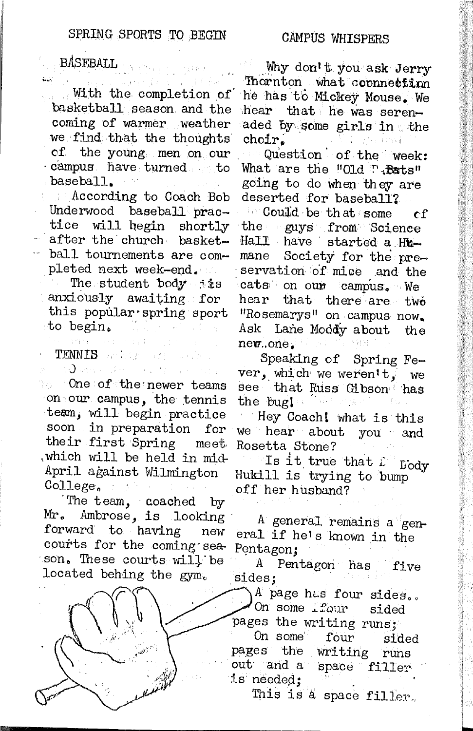## SPRING SPORTS TO BEGIN

### BASEBALL

With the completion of basketball season and the coming of warmer weather we find that the thoughts of the young men on our campus have turned to baseball.

According to Coach Bob Underwood baseball practice will begin shortly after the church basketball tournements are completed next week-end.

The student body is anxiously awaiting for this popular spring sport to begin.

### TENNIS

One of the newer teams on our campus, the tennis team, will begin practice soon in preparation for their first Spring meet which will be held in mid-April against Wilmington College.

The team, coached by Mr. Ambrose, is looking forward to having new courts for the coming season. These courts will be located behing the gym.

## CAMPUS WHISPERS

Why don't you ask Jerry Thornton what connection he has to Mickey Mouse. We hear that he was serenaded by some girls in the choir.

Question of the week: What are the "Old Rats" going to do when they are deserted for baseball?

Could be that some of the guys from Science Hall have started a Humane Society for the preservation of mice and the cats on our campus. We hear that there are two "Rosemarys" on campus now. Ask Lane Moddy about the new one.

Speaking of Spring Fever, which we weren't, we see that Russ Gibson has the bug!

Hey Coach! what is this we hear about you and Rosetta Stone?

Is it true that Dody Hukill is trying to bump off her husband?

A general remains a general if he's known in the Pentagon;

A Pentagon has five sides;

A page has four sides.

On some four sided pages the writing runs;

On some four sided pages the writing runs out and a space filler is needed;

This is a space filler.